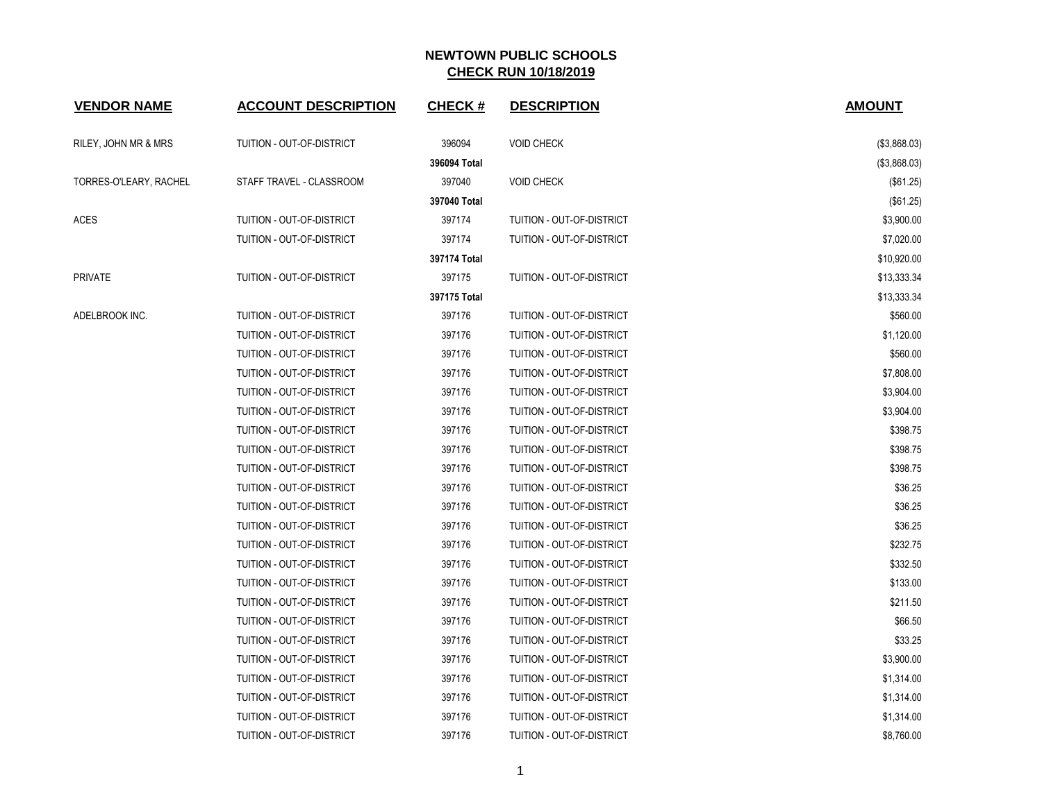# NEWTOWN PUBLIC SCHOOLS

## CHECK RUN 10/18/2019

| VENDOR NAME | ACCOUNT DESCRIPTION | CHECK # | DESCRIPTION | AMOUNT |
|---|---|---|---|---|
| RILEY, JOHN MR & MRS | TUITION - OUT-OF-DISTRICT | 396094 | VOID CHECK | ($3,868.03) |
| | | **396094 Total** | | ($3,868.03) |
| TORRES-O'LEARY, RACHEL | STAFF TRAVEL - CLASSROOM | 397040 | VOID CHECK | ($61.25) |
| | | **397040 Total** | | ($61.25) |
| ACES | TUITION - OUT-OF-DISTRICT | 397174 | TUITION - OUT-OF-DISTRICT | $3,900.00 |
| | TUITION - OUT-OF-DISTRICT | 397174 | TUITION - OUT-OF-DISTRICT | $7,020.00 |
| | | **397174 Total** | | $10,920.00 |
| PRIVATE | TUITION - OUT-OF-DISTRICT | 397175 | TUITION - OUT-OF-DISTRICT | $13,333.34 |
| | | **397175 Total** | | $13,333.34 |
| ADELBROOK INC. | TUITION - OUT-OF-DISTRICT | 397176 | TUITION - OUT-OF-DISTRICT | $560.00 |
| | TUITION - OUT-OF-DISTRICT | 397176 | TUITION - OUT-OF-DISTRICT | $1,120.00 |
| | TUITION - OUT-OF-DISTRICT | 397176 | TUITION - OUT-OF-DISTRICT | $560.00 |
| | TUITION - OUT-OF-DISTRICT | 397176 | TUITION - OUT-OF-DISTRICT | $7,808.00 |
| | TUITION - OUT-OF-DISTRICT | 397176 | TUITION - OUT-OF-DISTRICT | $3,904.00 |
| | TUITION - OUT-OF-DISTRICT | 397176 | TUITION - OUT-OF-DISTRICT | $3,904.00 |
| | TUITION - OUT-OF-DISTRICT | 397176 | TUITION - OUT-OF-DISTRICT | $398.75 |
| | TUITION - OUT-OF-DISTRICT | 397176 | TUITION - OUT-OF-DISTRICT | $398.75 |
| | TUITION - OUT-OF-DISTRICT | 397176 | TUITION - OUT-OF-DISTRICT | $398.75 |
| | TUITION - OUT-OF-DISTRICT | 397176 | TUITION - OUT-OF-DISTRICT | $36.25 |
| | TUITION - OUT-OF-DISTRICT | 397176 | TUITION - OUT-OF-DISTRICT | $36.25 |
| | TUITION - OUT-OF-DISTRICT | 397176 | TUITION - OUT-OF-DISTRICT | $36.25 |
| | TUITION - OUT-OF-DISTRICT | 397176 | TUITION - OUT-OF-DISTRICT | $232.75 |
| | TUITION - OUT-OF-DISTRICT | 397176 | TUITION - OUT-OF-DISTRICT | $332.50 |
| | TUITION - OUT-OF-DISTRICT | 397176 | TUITION - OUT-OF-DISTRICT | $133.00 |
| | TUITION - OUT-OF-DISTRICT | 397176 | TUITION - OUT-OF-DISTRICT | $211.50 |
| | TUITION - OUT-OF-DISTRICT | 397176 | TUITION - OUT-OF-DISTRICT | $66.50 |
| | TUITION - OUT-OF-DISTRICT | 397176 | TUITION - OUT-OF-DISTRICT | $33.25 |
| | TUITION - OUT-OF-DISTRICT | 397176 | TUITION - OUT-OF-DISTRICT | $3,900.00 |
| | TUITION - OUT-OF-DISTRICT | 397176 | TUITION - OUT-OF-DISTRICT | $1,314.00 |
| | TUITION - OUT-OF-DISTRICT | 397176 | TUITION - OUT-OF-DISTRICT | $1,314.00 |
| | TUITION - OUT-OF-DISTRICT | 397176 | TUITION - OUT-OF-DISTRICT | $1,314.00 |
| | TUITION - OUT-OF-DISTRICT | 397176 | TUITION - OUT-OF-DISTRICT | $8,760.00 |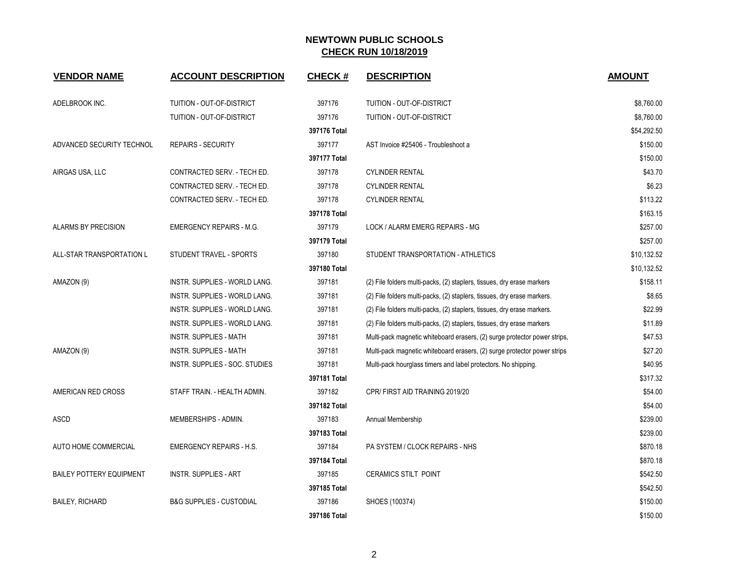# NEWTOWN PUBLIC SCHOOLS

## CHECK RUN 10/18/2019

| VENDOR NAME | ACCOUNT DESCRIPTION | CHECK # | DESCRIPTION | AMOUNT |
|---|---|---|---|---|
| ADELBROOK INC. | TUITION - OUT-OF-DISTRICT | 397176 | TUITION - OUT-OF-DISTRICT | $8,760.00 |
| | TUITION - OUT-OF-DISTRICT | 397176 | TUITION - OUT-OF-DISTRICT | $8,760.00 |
| | | **397176 Total** | | $54,292.50 |
| ADVANCED SECURITY TECHNOL | REPAIRS - SECURITY | 397177 | AST Invoice #25406 - Troubleshoot a | $150.00 |
| | | **397177 Total** | | $150.00 |
| AIRGAS USA, LLC | CONTRACTED SERV. - TECH ED. | 397178 | CYLINDER RENTAL | $43.70 |
| | CONTRACTED SERV. - TECH ED. | 397178 | CYLINDER RENTAL | $6.23 |
| | CONTRACTED SERV. - TECH ED. | 397178 | CYLINDER RENTAL | $113.22 |
| | | **397178 Total** | | $163.15 |
| ALARMS BY PRECISION | EMERGENCY REPAIRS - M.G. | 397179 | LOCK / ALARM EMERG REPAIRS - MG | $257.00 |
| | | **397179 Total** | | $257.00 |
| ALL-STAR TRANSPORTATION L | STUDENT TRAVEL - SPORTS | 397180 | STUDENT TRANSPORTATION - ATHLETICS | $10,132.52 |
| | | **397180 Total** | | $10,132.52 |
| AMAZON (9) | INSTR. SUPPLIES - WORLD LANG. | 397181 | (2) File folders multi-packs, (2) staplers, tissues, dry erase markers | $158.11 |
| | INSTR. SUPPLIES - WORLD LANG. | 397181 | (2) File folders multi-packs, (2) staplers, tissues, dry erase markers. | $8.65 |
| | INSTR. SUPPLIES - WORLD LANG. | 397181 | (2) File folders multi-packs, (2) staplers, tissues, dry erase markers. | $22.99 |
| | INSTR. SUPPLIES - WORLD LANG. | 397181 | (2) File folders multi-packs, (2) staplers, tissues, dry erase markers | $11.89 |
| | INSTR. SUPPLIES - MATH | 397181 | Multi-pack magnetic whiteboard erasers, (2) surge protector power strips, | $47.53 |
| AMAZON (9) | INSTR. SUPPLIES - MATH | 397181 | Multi-pack magnetic whiteboard erasers, (2) surge protector power strips | $27.20 |
| | INSTR. SUPPLIES - SOC. STUDIES | 397181 | Multi-pack hourglass timers and label protectors. No shipping. | $40.95 |
| | | **397181 Total** | | $317.32 |
| AMERICAN RED CROSS | STAFF TRAIN. - HEALTH ADMIN. | 397182 | CPR/ FIRST AID TRAINING 2019/20 | $54.00 |
| | | **397182 Total** | | $54.00 |
| ASCD | MEMBERSHIPS - ADMIN. | 397183 | Annual Membership | $239.00 |
| | | **397183 Total** | | $239.00 |
| AUTO HOME COMMERCIAL | EMERGENCY REPAIRS - H.S. | 397184 | PA SYSTEM / CLOCK REPAIRS - NHS | $870.18 |
| | | **397184 Total** | | $870.18 |
| BAILEY POTTERY EQUIPMENT | INSTR. SUPPLIES - ART | 397185 | CERAMICS STILT POINT | $542.50 |
| | | **397185 Total** | | $542.50 |
| BAILEY, RICHARD | B&G SUPPLIES - CUSTODIAL | 397186 | SHOES (100374) | $150.00 |
| | | **397186 Total** | | $150.00 |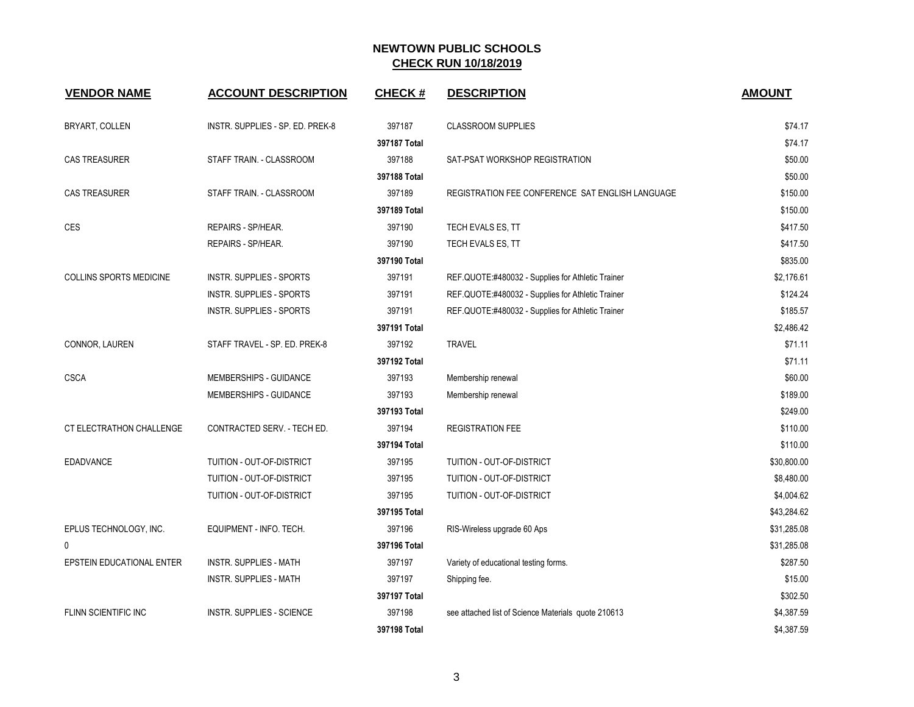# NEWTOWN PUBLIC SCHOOLS
## CHECK RUN 10/18/2019

| VENDOR NAME | ACCOUNT DESCRIPTION | CHECK # | DESCRIPTION | AMOUNT |
|---|---|---|---|---|
| BRYART, COLLEN | INSTR. SUPPLIES - SP. ED. PREK-8 | 397187 | CLASSROOM SUPPLIES | $74.17 |
| | | 397187 Total | | $74.17 |
| CAS TREASURER | STAFF TRAIN. - CLASSROOM | 397188 | SAT-PSAT WORKSHOP REGISTRATION | $50.00 |
| | | 397188 Total | | $50.00 |
| CAS TREASURER | STAFF TRAIN. - CLASSROOM | 397189 | REGISTRATION FEE CONFERENCE SAT ENGLISH LANGUAGE | $150.00 |
| | | 397189 Total | | $150.00 |
| CES | REPAIRS - SP/HEAR. | 397190 | TECH EVALS ES, TT | $417.50 |
| | REPAIRS - SP/HEAR. | 397190 | TECH EVALS ES, TT | $417.50 |
| | | 397190 Total | | $835.00 |
| COLLINS SPORTS MEDICINE | INSTR. SUPPLIES - SPORTS | 397191 | REF.QUOTE:#480032 - Supplies for Athletic Trainer | $2,176.61 |
| | INSTR. SUPPLIES - SPORTS | 397191 | REF.QUOTE:#480032 - Supplies for Athletic Trainer | $124.24 |
| | INSTR. SUPPLIES - SPORTS | 397191 | REF.QUOTE:#480032 - Supplies for Athletic Trainer | $185.57 |
| | | 397191 Total | | $2,486.42 |
| CONNOR, LAUREN | STAFF TRAVEL - SP. ED. PREK-8 | 397192 | TRAVEL | $71.11 |
| | | 397192 Total | | $71.11 |
| CSCA | MEMBERSHIPS - GUIDANCE | 397193 | Membership renewal | $60.00 |
| | MEMBERSHIPS - GUIDANCE | 397193 | Membership renewal | $189.00 |
| | | 397193 Total | | $249.00 |
| CT ELECTRATHON CHALLENGE | CONTRACTED SERV. - TECH ED. | 397194 | REGISTRATION FEE | $110.00 |
| | | 397194 Total | | $110.00 |
| EDADVANCE | TUITION - OUT-OF-DISTRICT | 397195 | TUITION - OUT-OF-DISTRICT | $30,800.00 |
| | TUITION - OUT-OF-DISTRICT | 397195 | TUITION - OUT-OF-DISTRICT | $8,480.00 |
| | TUITION - OUT-OF-DISTRICT | 397195 | TUITION - OUT-OF-DISTRICT | $4,004.62 |
| | | 397195 Total | | $43,284.62 |
| EPLUS TECHNOLOGY, INC. | EQUIPMENT - INFO. TECH. | 397196 | RIS-Wireless upgrade 60 Aps | $31,285.08 |
| 0 | | 397196 Total | | $31,285.08 |
| EPSTEIN EDUCATIONAL ENTER | INSTR. SUPPLIES - MATH | 397197 | Variety of educational testing forms. | $287.50 |
| | INSTR. SUPPLIES - MATH | 397197 | Shipping fee. | $15.00 |
| | | 397197 Total | | $302.50 |
| FLINN SCIENTIFIC INC | INSTR. SUPPLIES - SCIENCE | 397198 | see attached list of Science Materials quote 210613 | $4,387.59 |
| | | 397198 Total | | $4,387.59 |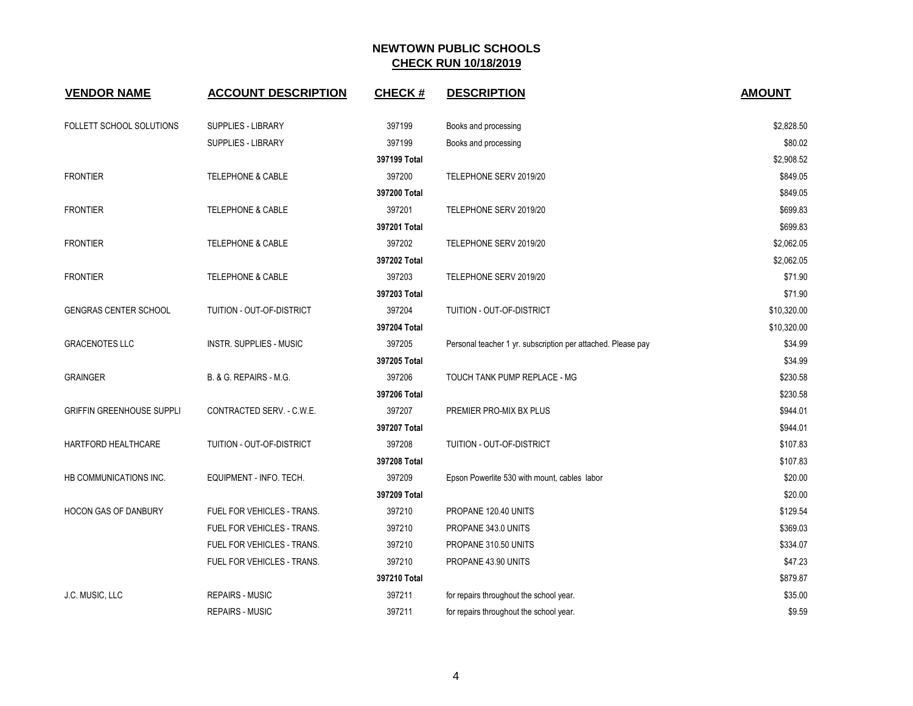**NEWTOWN PUBLIC SCHOOLS**
**CHECK RUN 10/18/2019**

| VENDOR NAME | ACCOUNT DESCRIPTION | CHECK # | DESCRIPTION | AMOUNT |
|---|---|---|---|---|
| FOLLETT SCHOOL SOLUTIONS | SUPPLIES - LIBRARY | 397199 | Books and processing | $2,828.50 |
| | SUPPLIES - LIBRARY | 397199 | Books and processing | $80.02 |
| | | **397199 Total** | | $2,908.52 |
| FRONTIER | TELEPHONE & CABLE | 397200 | TELEPHONE SERV 2019/20 | $849.05 |
| | | **397200 Total** | | $849.05 |
| FRONTIER | TELEPHONE & CABLE | 397201 | TELEPHONE SERV 2019/20 | $699.83 |
| | | **397201 Total** | | $699.83 |
| FRONTIER | TELEPHONE & CABLE | 397202 | TELEPHONE SERV 2019/20 | $2,062.05 |
| | | **397202 Total** | | $2,062.05 |
| FRONTIER | TELEPHONE & CABLE | 397203 | TELEPHONE SERV 2019/20 | $71.90 |
| | | **397203 Total** | | $71.90 |
| GENGRAS CENTER SCHOOL | TUITION - OUT-OF-DISTRICT | 397204 | TUITION - OUT-OF-DISTRICT | $10,320.00 |
| | | **397204 Total** | | $10,320.00 |
| GRACENOTES LLC | INSTR. SUPPLIES - MUSIC | 397205 | Personal teacher 1 yr. subscription per attached. Please pay | $34.99 |
| | | **397205 Total** | | $34.99 |
| GRAINGER | B. & G. REPAIRS - M.G. | 397206 | TOUCH TANK PUMP REPLACE - MG | $230.58 |
| | | **397206 Total** | | $230.58 |
| GRIFFIN GREENHOUSE SUPPLI | CONTRACTED SERV. - C.W.E. | 397207 | PREMIER PRO-MIX BX PLUS | $944.01 |
| | | **397207 Total** | | $944.01 |
| HARTFORD HEALTHCARE | TUITION - OUT-OF-DISTRICT | 397208 | TUITION - OUT-OF-DISTRICT | $107.83 |
| | | **397208 Total** | | $107.83 |
| HB COMMUNICATIONS INC. | EQUIPMENT - INFO. TECH. | 397209 | Epson Powerlite 530 with mount, cables labor | $20.00 |
| | | **397209 Total** | | $20.00 |
| HOCON GAS OF DANBURY | FUEL FOR VEHICLES - TRANS. | 397210 | PROPANE 120.40 UNITS | $129.54 |
| | FUEL FOR VEHICLES - TRANS. | 397210 | PROPANE 343.0 UNITS | $369.03 |
| | FUEL FOR VEHICLES - TRANS. | 397210 | PROPANE 310.50 UNITS | $334.07 |
| | FUEL FOR VEHICLES - TRANS. | 397210 | PROPANE 43.90 UNITS | $47.23 |
| | | **397210 Total** | | $879.87 |
| J.C. MUSIC, LLC | REPAIRS - MUSIC | 397211 | for repairs throughout the school year. | $35.00 |
| | REPAIRS - MUSIC | 397211 | for repairs throughout the school year. | $9.59 |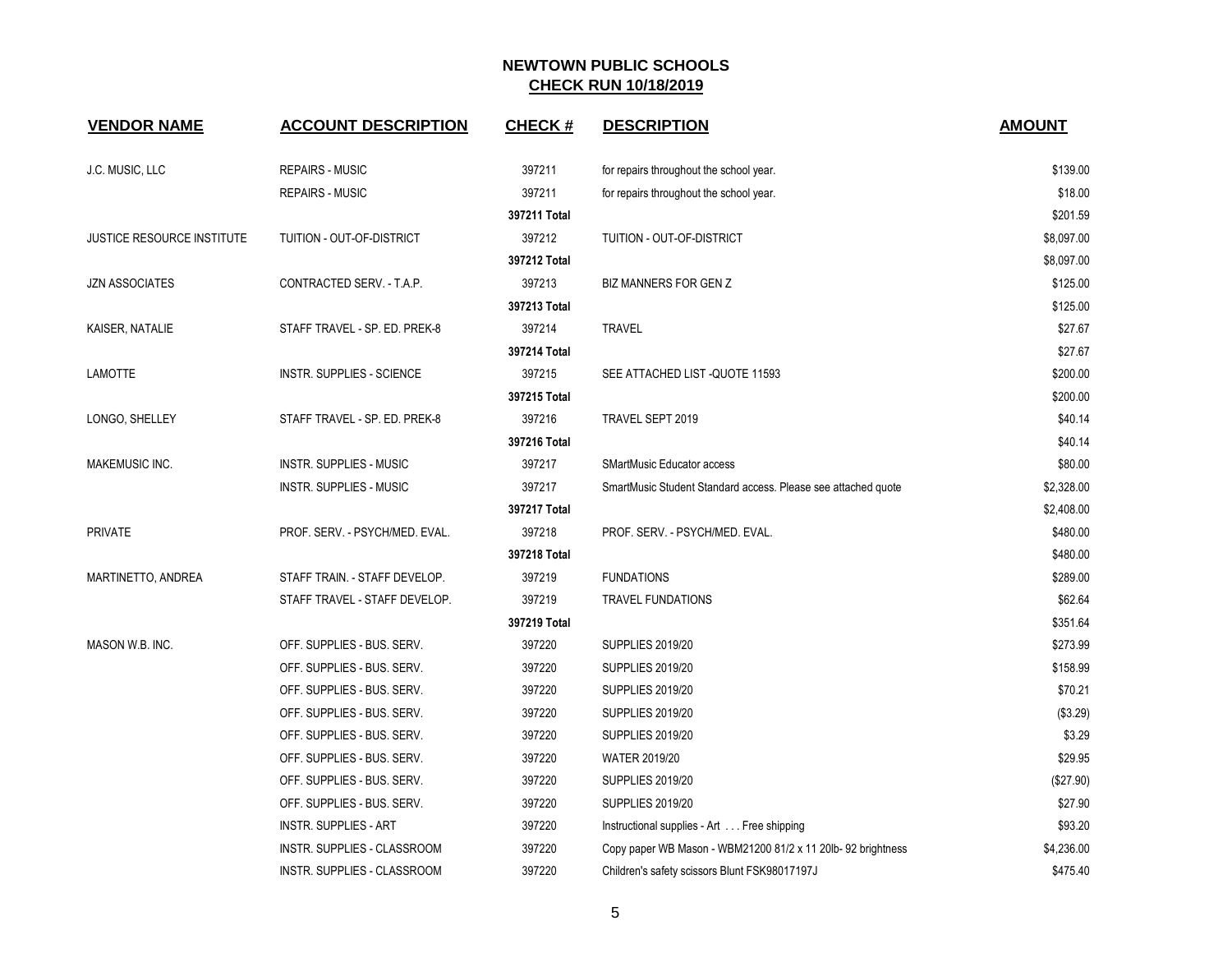# NEWTOWN PUBLIC SCHOOLS
## CHECK RUN 10/18/2019

| VENDOR NAME | ACCOUNT DESCRIPTION | CHECK # | DESCRIPTION | AMOUNT |
|---|---|---|---|---|
| J.C. MUSIC, LLC | REPAIRS - MUSIC | 397211 | for repairs throughout the school year. | $139.00 |
| | REPAIRS - MUSIC | 397211 | for repairs throughout the school year. | $18.00 |
| | | **397211 Total** | | $201.59 |
| JUSTICE RESOURCE INSTITUTE | TUITION - OUT-OF-DISTRICT | 397212 | TUITION - OUT-OF-DISTRICT | $8,097.00 |
| | | **397212 Total** | | $8,097.00 |
| JZN ASSOCIATES | CONTRACTED SERV. - T.A.P. | 397213 | BIZ MANNERS FOR GEN Z | $125.00 |
| | | **397213 Total** | | $125.00 |
| KAISER, NATALIE | STAFF TRAVEL - SP. ED. PREK-8 | 397214 | TRAVEL | $27.67 |
| | | **397214 Total** | | $27.67 |
| LAMOTTE | INSTR. SUPPLIES - SCIENCE | 397215 | SEE ATTACHED LIST -QUOTE 11593 | $200.00 |
| | | **397215 Total** | | $200.00 |
| LONGO, SHELLEY | STAFF TRAVEL - SP. ED. PREK-8 | 397216 | TRAVEL SEPT 2019 | $40.14 |
| | | **397216 Total** | | $40.14 |
| MAKEMUSIC INC. | INSTR. SUPPLIES - MUSIC | 397217 | SMartMusic Educator access | $80.00 |
| | INSTR. SUPPLIES - MUSIC | 397217 | SmartMusic Student Standard access. Please see attached quote | $2,328.00 |
| | | **397217 Total** | | $2,408.00 |
| PRIVATE | PROF. SERV. - PSYCH/MED. EVAL. | 397218 | PROF. SERV. - PSYCH/MED. EVAL. | $480.00 |
| | | **397218 Total** | | $480.00 |
| MARTINETTO, ANDREA | STAFF TRAIN. - STAFF DEVELOP. | 397219 | FUNDATIONS | $289.00 |
| | STAFF TRAVEL - STAFF DEVELOP. | 397219 | TRAVEL FUNDATIONS | $62.64 |
| | | **397219 Total** | | $351.64 |
| MASON W.B. INC. | OFF. SUPPLIES - BUS. SERV. | 397220 | SUPPLIES 2019/20 | $273.99 |
| | OFF. SUPPLIES - BUS. SERV. | 397220 | SUPPLIES 2019/20 | $158.99 |
| | OFF. SUPPLIES - BUS. SERV. | 397220 | SUPPLIES 2019/20 | $70.21 |
| | OFF. SUPPLIES - BUS. SERV. | 397220 | SUPPLIES 2019/20 | ($3.29) |
| | OFF. SUPPLIES - BUS. SERV. | 397220 | SUPPLIES 2019/20 | $3.29 |
| | OFF. SUPPLIES - BUS. SERV. | 397220 | WATER 2019/20 | $29.95 |
| | OFF. SUPPLIES - BUS. SERV. | 397220 | SUPPLIES 2019/20 | ($27.90) |
| | OFF. SUPPLIES - BUS. SERV. | 397220 | SUPPLIES 2019/20 | $27.90 |
| | INSTR. SUPPLIES - ART | 397220 | Instructional supplies - Art . . . Free shipping | $93.20 |
| | INSTR. SUPPLIES - CLASSROOM | 397220 | Copy paper WB Mason - WBM21200 81/2 x 11 20lb- 92 brightness | $4,236.00 |
| | INSTR. SUPPLIES - CLASSROOM | 397220 | Children's safety scissors Blunt FSK98017197J | $475.40 |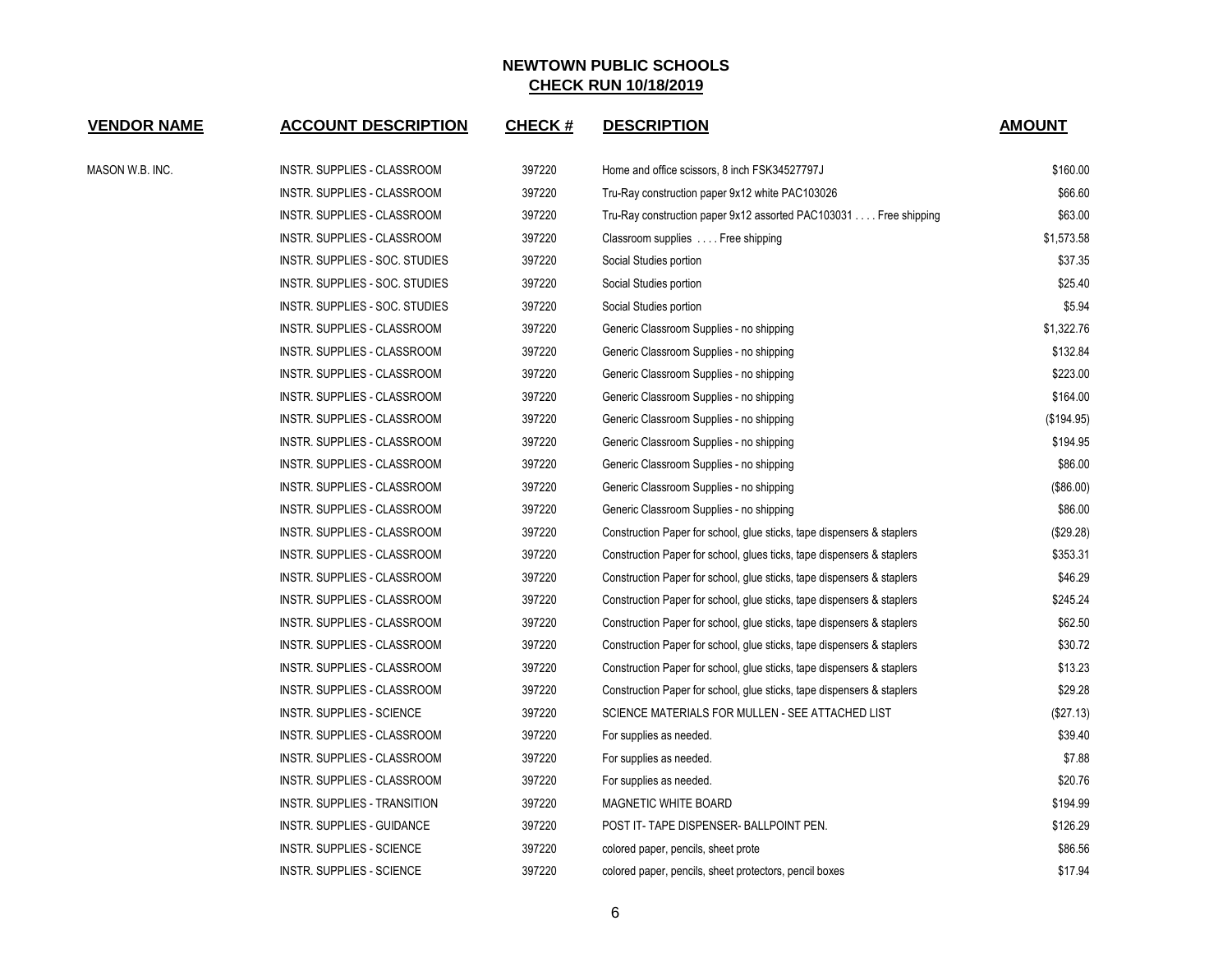# NEWTOWN PUBLIC SCHOOLS

## CHECK RUN 10/18/2019

| VENDOR NAME | ACCOUNT DESCRIPTION | CHECK # | DESCRIPTION | AMOUNT |
|---|---|---|---|---|
| MASON W.B. INC. | INSTR. SUPPLIES - CLASSROOM | 397220 | Home and office scissors, 8 inch FSK34527797J | $160.00 |
| | INSTR. SUPPLIES - CLASSROOM | 397220 | Tru-Ray construction paper 9x12 white PAC103026 | $66.60 |
| | INSTR. SUPPLIES - CLASSROOM | 397220 | Tru-Ray construction paper 9x12 assorted PAC103031 . . . . Free shipping | $63.00 |
| | INSTR. SUPPLIES - CLASSROOM | 397220 | Classroom supplies . . . . Free shipping | $1,573.58 |
| | INSTR. SUPPLIES - SOC. STUDIES | 397220 | Social Studies portion | $37.35 |
| | INSTR. SUPPLIES - SOC. STUDIES | 397220 | Social Studies portion | $25.40 |
| | INSTR. SUPPLIES - SOC. STUDIES | 397220 | Social Studies portion | $5.94 |
| | INSTR. SUPPLIES - CLASSROOM | 397220 | Generic Classroom Supplies - no shipping | $1,322.76 |
| | INSTR. SUPPLIES - CLASSROOM | 397220 | Generic Classroom Supplies - no shipping | $132.84 |
| | INSTR. SUPPLIES - CLASSROOM | 397220 | Generic Classroom Supplies - no shipping | $223.00 |
| | INSTR. SUPPLIES - CLASSROOM | 397220 | Generic Classroom Supplies - no shipping | $164.00 |
| | INSTR. SUPPLIES - CLASSROOM | 397220 | Generic Classroom Supplies - no shipping | ($194.95) |
| | INSTR. SUPPLIES - CLASSROOM | 397220 | Generic Classroom Supplies - no shipping | $194.95 |
| | INSTR. SUPPLIES - CLASSROOM | 397220 | Generic Classroom Supplies - no shipping | $86.00 |
| | INSTR. SUPPLIES - CLASSROOM | 397220 | Generic Classroom Supplies - no shipping | ($86.00) |
| | INSTR. SUPPLIES - CLASSROOM | 397220 | Generic Classroom Supplies - no shipping | $86.00 |
| | INSTR. SUPPLIES - CLASSROOM | 397220 | Construction Paper for school, glue sticks, tape dispensers & staplers | ($29.28) |
| | INSTR. SUPPLIES - CLASSROOM | 397220 | Construction Paper for school, glues ticks, tape dispensers & staplers | $353.31 |
| | INSTR. SUPPLIES - CLASSROOM | 397220 | Construction Paper for school, glue sticks, tape dispensers & staplers | $46.29 |
| | INSTR. SUPPLIES - CLASSROOM | 397220 | Construction Paper for school, glue sticks, tape dispensers & staplers | $245.24 |
| | INSTR. SUPPLIES - CLASSROOM | 397220 | Construction Paper for school, glue sticks, tape dispensers & staplers | $62.50 |
| | INSTR. SUPPLIES - CLASSROOM | 397220 | Construction Paper for school, glue sticks, tape dispensers & staplers | $30.72 |
| | INSTR. SUPPLIES - CLASSROOM | 397220 | Construction Paper for school, glue sticks, tape dispensers & staplers | $13.23 |
| | INSTR. SUPPLIES - CLASSROOM | 397220 | Construction Paper for school, glue sticks, tape dispensers & staplers | $29.28 |
| | INSTR. SUPPLIES - SCIENCE | 397220 | SCIENCE MATERIALS FOR MULLEN - SEE ATTACHED LIST | ($27.13) |
| | INSTR. SUPPLIES - CLASSROOM | 397220 | For supplies as needed. | $39.40 |
| | INSTR. SUPPLIES - CLASSROOM | 397220 | For supplies as needed. | $7.88 |
| | INSTR. SUPPLIES - CLASSROOM | 397220 | For supplies as needed. | $20.76 |
| | INSTR. SUPPLIES - TRANSITION | 397220 | MAGNETIC WHITE BOARD | $194.99 |
| | INSTR. SUPPLIES - GUIDANCE | 397220 | POST IT- TAPE DISPENSER- BALLPOINT PEN. | $126.29 |
| | INSTR. SUPPLIES - SCIENCE | 397220 | colored paper, pencils, sheet prote | $86.56 |
| | INSTR. SUPPLIES - SCIENCE | 397220 | colored paper, pencils, sheet protectors, pencil boxes | $17.94 |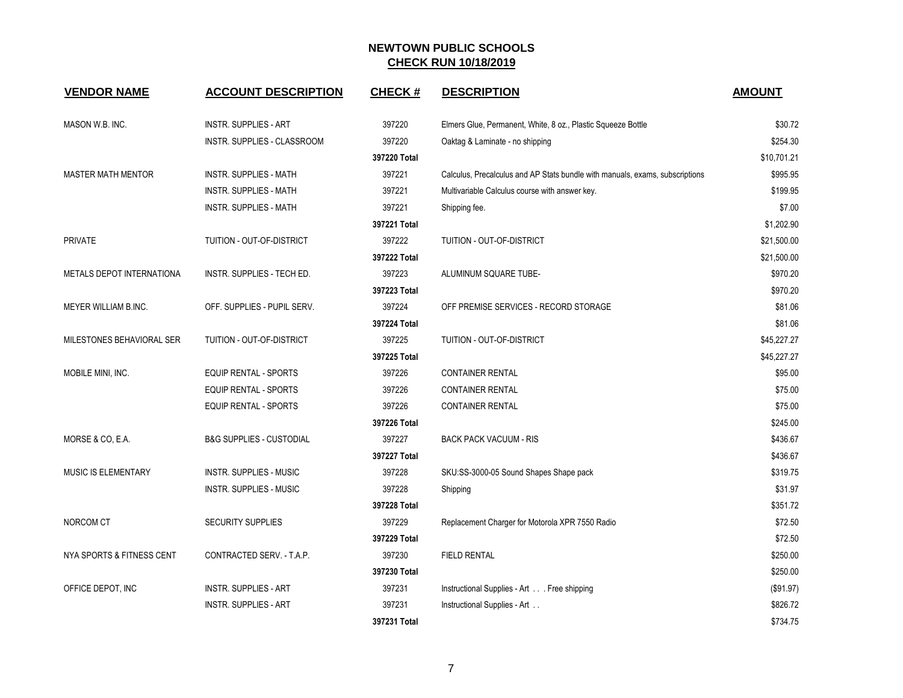# NEWTOWN PUBLIC SCHOOLS

## CHECK RUN 10/18/2019

| VENDOR NAME | ACCOUNT DESCRIPTION | CHECK # | DESCRIPTION | AMOUNT |
|---|---|---|---|---|
| MASON W.B. INC. | INSTR. SUPPLIES - ART | 397220 | Elmers Glue, Permanent, White, 8 oz., Plastic Squeeze Bottle | $30.72 |
| | INSTR. SUPPLIES - CLASSROOM | 397220 | Oaktag & Laminate - no shipping | $254.30 |
| | | **397220 Total** | | $10,701.21 |
| MASTER MATH MENTOR | INSTR. SUPPLIES - MATH | 397221 | Calculus, Precalculus and AP Stats bundle with manuals, exams, subscriptions | $995.95 |
| | INSTR. SUPPLIES - MATH | 397221 | Multivariable Calculus course with answer key. | $199.95 |
| | INSTR. SUPPLIES - MATH | 397221 | Shipping fee. | $7.00 |
| | | **397221 Total** | | $1,202.90 |
| PRIVATE | TUITION - OUT-OF-DISTRICT | 397222 | TUITION - OUT-OF-DISTRICT | $21,500.00 |
| | | **397222 Total** | | $21,500.00 |
| METALS DEPOT INTERNATIONA | INSTR. SUPPLIES - TECH ED. | 397223 | ALUMINUM SQUARE TUBE- | $970.20 |
| | | **397223 Total** | | $970.20 |
| MEYER WILLIAM B.INC. | OFF. SUPPLIES - PUPIL SERV. | 397224 | OFF PREMISE SERVICES - RECORD STORAGE | $81.06 |
| | | **397224 Total** | | $81.06 |
| MILESTONES BEHAVIORAL SER | TUITION - OUT-OF-DISTRICT | 397225 | TUITION - OUT-OF-DISTRICT | $45,227.27 |
| | | **397225 Total** | | $45,227.27 |
| MOBILE MINI, INC. | EQUIP RENTAL - SPORTS | 397226 | CONTAINER RENTAL | $95.00 |
| | EQUIP RENTAL - SPORTS | 397226 | CONTAINER RENTAL | $75.00 |
| | EQUIP RENTAL - SPORTS | 397226 | CONTAINER RENTAL | $75.00 |
| | | **397226 Total** | | $245.00 |
| MORSE & CO, E.A. | B&G SUPPLIES - CUSTODIAL | 397227 | BACK PACK VACUUM - RIS | $436.67 |
| | | **397227 Total** | | $436.67 |
| MUSIC IS ELEMENTARY | INSTR. SUPPLIES - MUSIC | 397228 | SKU:SS-3000-05 Sound Shapes Shape pack | $319.75 |
| | INSTR. SUPPLIES - MUSIC | 397228 | Shipping | $31.97 |
| | | **397228 Total** | | $351.72 |
| NORCOM CT | SECURITY SUPPLIES | 397229 | Replacement Charger for Motorola XPR 7550 Radio | $72.50 |
| | | **397229 Total** | | $72.50 |
| NYA SPORTS & FITNESS CENT | CONTRACTED SERV. - T.A.P. | 397230 | FIELD RENTAL | $250.00 |
| | | **397230 Total** | | $250.00 |
| OFFICE DEPOT, INC | INSTR. SUPPLIES - ART | 397231 | Instructional Supplies - Art . . . Free shipping | ($91.97) |
| | INSTR. SUPPLIES - ART | 397231 | Instructional Supplies - Art . . | $826.72 |
| | | **397231 Total** | | $734.75 |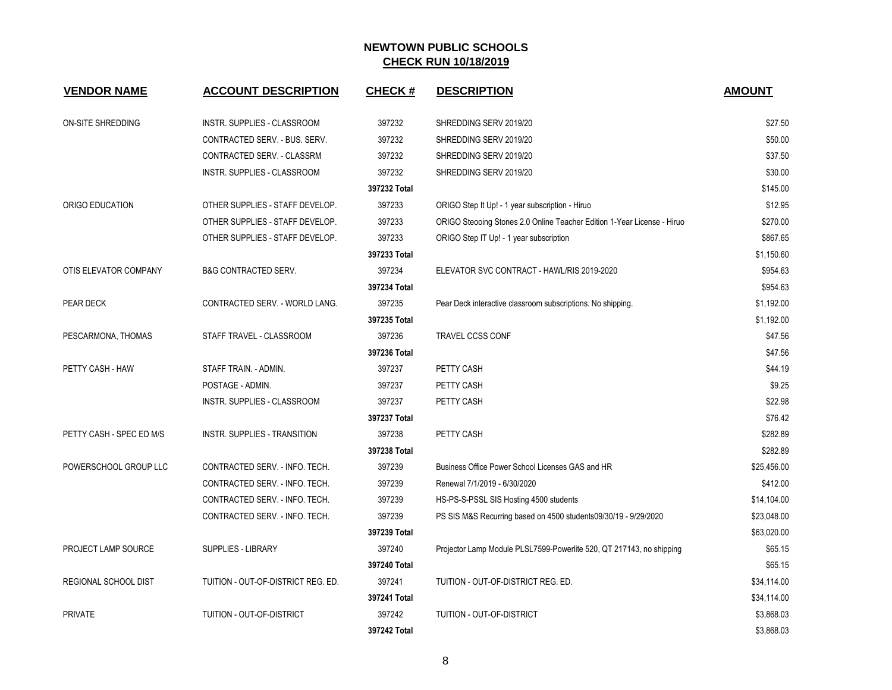# NEWTOWN PUBLIC SCHOOLS

## CHECK RUN 10/18/2019

| VENDOR NAME | ACCOUNT DESCRIPTION | CHECK # | DESCRIPTION | AMOUNT |
|---|---|---|---|---|
| ON-SITE SHREDDING | INSTR. SUPPLIES - CLASSROOM | 397232 | SHREDDING SERV 2019/20 | $27.50 |
| | CONTRACTED SERV. - BUS. SERV. | 397232 | SHREDDING SERV 2019/20 | $50.00 |
| | CONTRACTED SERV. - CLASSRM | 397232 | SHREDDING SERV 2019/20 | $37.50 |
| | INSTR. SUPPLIES - CLASSROOM | 397232 | SHREDDING SERV 2019/20 | $30.00 |
| | | 397232 Total | | $145.00 |
| ORIGO EDUCATION | OTHER SUPPLIES - STAFF DEVELOP. | 397233 | ORIGO Step It Up! - 1 year subscription - Hiruo | $12.95 |
| | OTHER SUPPLIES - STAFF DEVELOP. | 397233 | ORIGO Steooing Stones 2.0 Online Teacher Edition 1-Year License - Hiruo | $270.00 |
| | OTHER SUPPLIES - STAFF DEVELOP. | 397233 | ORIGO Step IT Up! - 1 year subscription | $867.65 |
| | | 397233 Total | | $1,150.60 |
| OTIS ELEVATOR COMPANY | B&G CONTRACTED SERV. | 397234 | ELEVATOR SVC CONTRACT - HAWL/RIS 2019-2020 | $954.63 |
| | | 397234 Total | | $954.63 |
| PEAR DECK | CONTRACTED SERV. - WORLD LANG. | 397235 | Pear Deck interactive classroom subscriptions. No shipping. | $1,192.00 |
| | | 397235 Total | | $1,192.00 |
| PESCARMONA, THOMAS | STAFF TRAVEL - CLASSROOM | 397236 | TRAVEL CCSS CONF | $47.56 |
| | | 397236 Total | | $47.56 |
| PETTY CASH - HAW | STAFF TRAIN. - ADMIN. | 397237 | PETTY CASH | $44.19 |
| | POSTAGE - ADMIN. | 397237 | PETTY CASH | $9.25 |
| | INSTR. SUPPLIES - CLASSROOM | 397237 | PETTY CASH | $22.98 |
| | | 397237 Total | | $76.42 |
| PETTY CASH - SPEC ED M/S | INSTR. SUPPLIES - TRANSITION | 397238 | PETTY CASH | $282.89 |
| | | 397238 Total | | $282.89 |
| POWERSCHOOL GROUP LLC | CONTRACTED SERV. - INFO. TECH. | 397239 | Business Office Power School Licenses GAS and HR | $25,456.00 |
| | CONTRACTED SERV. - INFO. TECH. | 397239 | Renewal 7/1/2019 - 6/30/2020 | $412.00 |
| | CONTRACTED SERV. - INFO. TECH. | 397239 | HS-PS-S-PSSL SIS Hosting 4500 students | $14,104.00 |
| | CONTRACTED SERV. - INFO. TECH. | 397239 | PS SIS M&S Recurring based on 4500 students09/30/19 - 9/29/2020 | $23,048.00 |
| | | 397239 Total | | $63,020.00 |
| PROJECT LAMP SOURCE | SUPPLIES - LIBRARY | 397240 | Projector Lamp Module PLSL7599-Powerlite 520, QT 217143, no shipping | $65.15 |
| | | 397240 Total | | $65.15 |
| REGIONAL SCHOOL DIST | TUITION - OUT-OF-DISTRICT REG. ED. | 397241 | TUITION - OUT-OF-DISTRICT REG. ED. | $34,114.00 |
| | | 397241 Total | | $34,114.00 |
| PRIVATE | TUITION - OUT-OF-DISTRICT | 397242 | TUITION - OUT-OF-DISTRICT | $3,868.03 |
| | | 397242 Total | | $3,868.03 |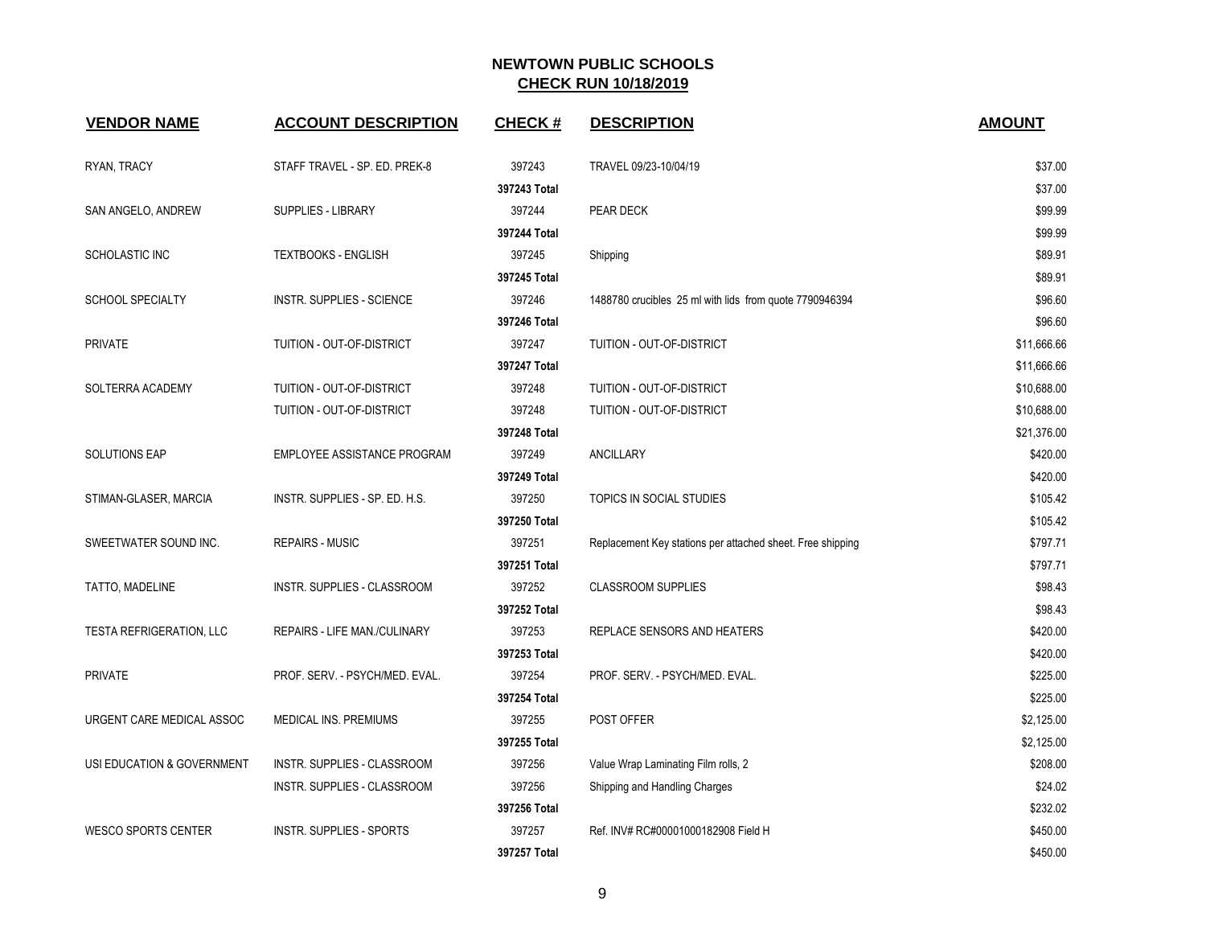# NEWTOWN PUBLIC SCHOOLS
## CHECK RUN 10/18/2019

| VENDOR NAME | ACCOUNT DESCRIPTION | CHECK # | DESCRIPTION | AMOUNT |
|---|---|---|---|---|
| RYAN, TRACY | STAFF TRAVEL - SP. ED. PREK-8 | 397243 | TRAVEL 09/23-10/04/19 | $37.00 |
| | | **397243 Total** | | $37.00 |
| SAN ANGELO, ANDREW | SUPPLIES - LIBRARY | 397244 | PEAR DECK | $99.99 |
| | | **397244 Total** | | $99.99 |
| SCHOLASTIC INC | TEXTBOOKS - ENGLISH | 397245 | Shipping | $89.91 |
| | | **397245 Total** | | $89.91 |
| SCHOOL SPECIALTY | INSTR. SUPPLIES - SCIENCE | 397246 | 1488780 crucibles 25 ml with lids from quote 7790946394 | $96.60 |
| | | **397246 Total** | | $96.60 |
| PRIVATE | TUITION - OUT-OF-DISTRICT | 397247 | TUITION - OUT-OF-DISTRICT | $11,666.66 |
| | | **397247 Total** | | $11,666.66 |
| SOLTERRA ACADEMY | TUITION - OUT-OF-DISTRICT | 397248 | TUITION - OUT-OF-DISTRICT | $10,688.00 |
| | TUITION - OUT-OF-DISTRICT | 397248 | TUITION - OUT-OF-DISTRICT | $10,688.00 |
| | | **397248 Total** | | $21,376.00 |
| SOLUTIONS EAP | EMPLOYEE ASSISTANCE PROGRAM | 397249 | ANCILLARY | $420.00 |
| | | **397249 Total** | | $420.00 |
| STIMAN-GLASER, MARCIA | INSTR. SUPPLIES - SP. ED. H.S. | 397250 | TOPICS IN SOCIAL STUDIES | $105.42 |
| | | **397250 Total** | | $105.42 |
| SWEETWATER SOUND INC. | REPAIRS - MUSIC | 397251 | Replacement Key stations per attached sheet. Free shipping | $797.71 |
| | | **397251 Total** | | $797.71 |
| TATTO, MADELINE | INSTR. SUPPLIES - CLASSROOM | 397252 | CLASSROOM SUPPLIES | $98.43 |
| | | **397252 Total** | | $98.43 |
| TESTA REFRIGERATION, LLC | REPAIRS - LIFE MAN./CULINARY | 397253 | REPLACE SENSORS AND HEATERS | $420.00 |
| | | **397253 Total** | | $420.00 |
| PRIVATE | PROF. SERV. - PSYCH/MED. EVAL. | 397254 | PROF. SERV. - PSYCH/MED. EVAL. | $225.00 |
| | | **397254 Total** | | $225.00 |
| URGENT CARE MEDICAL ASSOC | MEDICAL INS. PREMIUMS | 397255 | POST OFFER | $2,125.00 |
| | | **397255 Total** | | $2,125.00 |
| USI EDUCATION & GOVERNMENT | INSTR. SUPPLIES - CLASSROOM | 397256 | Value Wrap Laminating Film rolls, 2 | $208.00 |
| | INSTR. SUPPLIES - CLASSROOM | 397256 | Shipping and Handling Charges | $24.02 |
| | | **397256 Total** | | $232.02 |
| WESCO SPORTS CENTER | INSTR. SUPPLIES - SPORTS | 397257 | Ref. INV# RC#00001000182908 Field H | $450.00 |
| | | **397257 Total** | | $450.00 |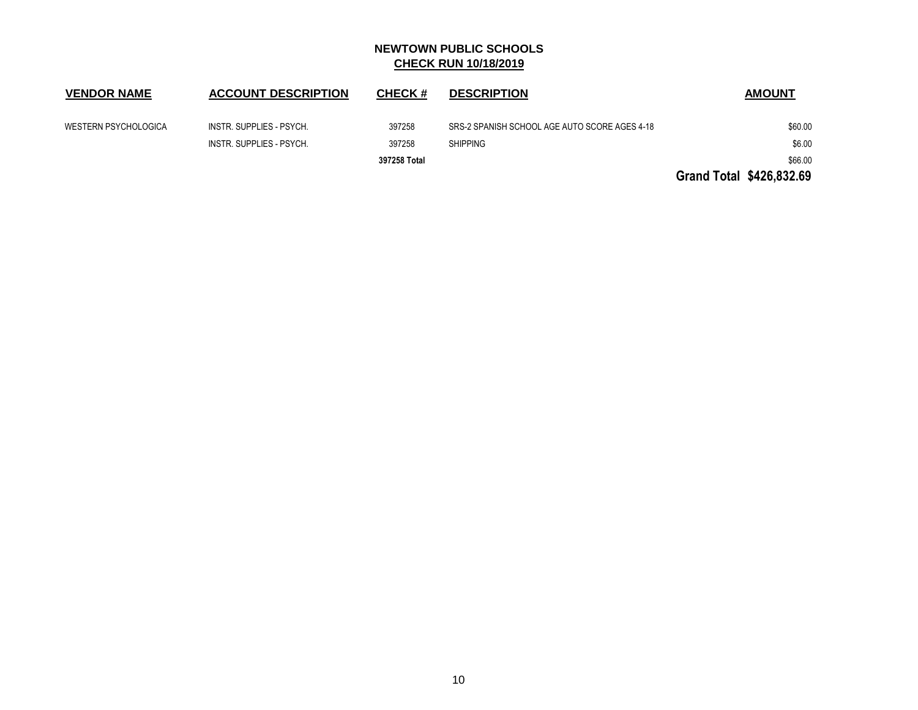**NEWTOWN PUBLIC SCHOOLS**
**CHECK RUN 10/18/2019**

| VENDOR NAME | ACCOUNT DESCRIPTION | CHECK # | DESCRIPTION | AMOUNT |
|---|---|---|---|---|
| WESTERN PSYCHOLOGICA | INSTR. SUPPLIES - PSYCH. | 397258 | SRS-2 SPANISH SCHOOL AGE AUTO SCORE AGES 4-18 | $60.00 |
| | INSTR. SUPPLIES - PSYCH. | 397258 | SHIPPING | $6.00 |
| | | **397258 Total** | | $66.00 |
| | | | **Grand Total** | **$426,832.69** |